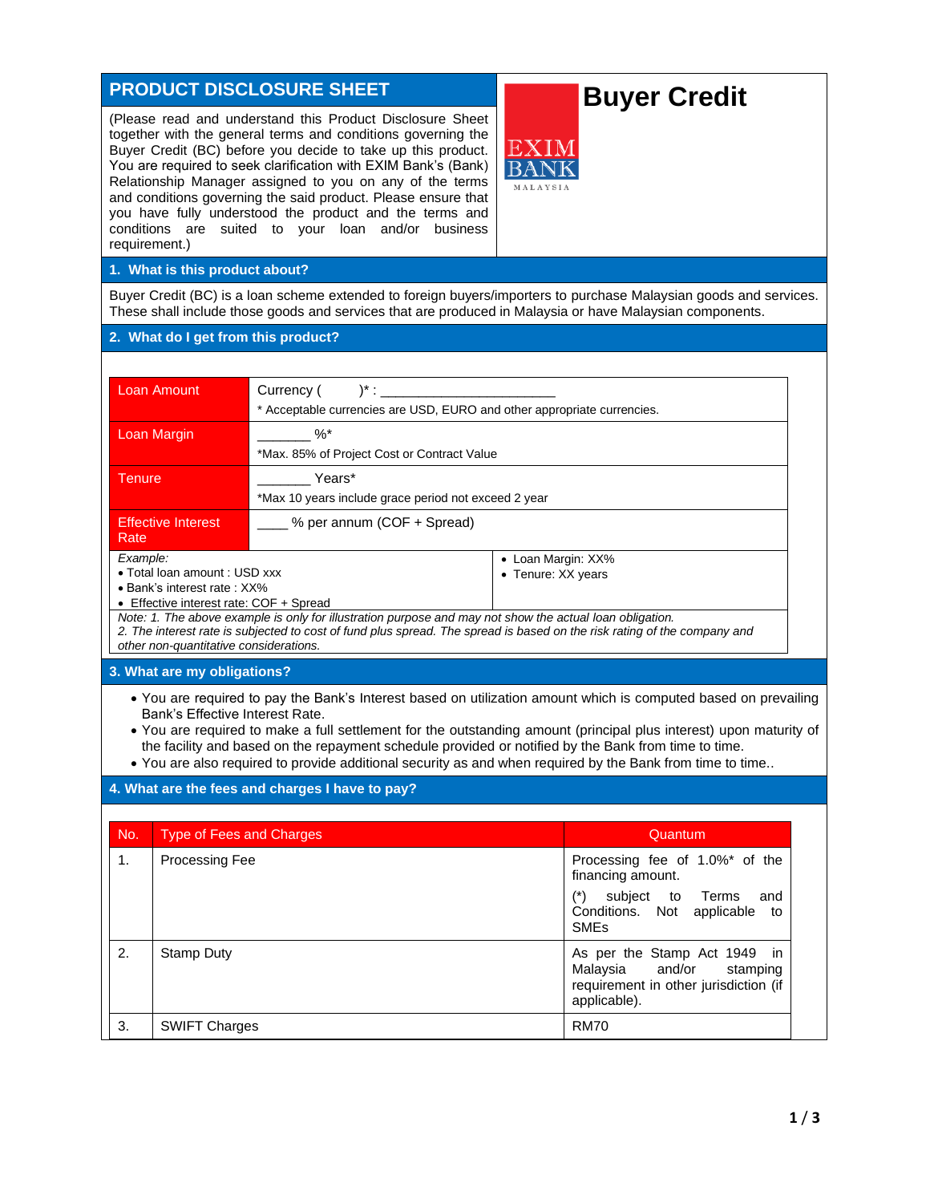# PRODUCT DISCLOSURE SHEET

# Buyer Credit

EXIM BANK MALAYSIA

(Please read and understand this Product Disclosure Sheet together with the general terms and conditions governing the Buyer Credit (BC) before you decide to take up this product. You are required to seek clarification with EXIM Bank's (Bank) Relationship Manager assigned to you on any of the terms and conditions governing the said product. Please ensure that you have fully understood the product and the terms and conditions are suited to your loan and/or business requirement.)

## 1. What is this product about?

Buyer Credit (BC) is a loan scheme extended to foreign buyers/importers to purchase Malaysian goods and services. These shall include those goods and services that are produced in Malaysia or have Malaysian components.

## 2. What do I get from this product?

| | |
|---|---|
| Loan Amount | Currency ( )* : ______________________<br>* Acceptable currencies are USD, EURO and other appropriate currencies. |
| Loan Margin | _______ %*<br>*Max. 85% of Project Cost or Contract Value |
| Tenure | _______ Years*<br>*Max 10 years include grace period not exceed 2 year |
| Effective Interest Rate | ____ % per annum (COF + Spread) |
| *Example:*<br>• Total loan amount : USD xxx<br>• Bank's interest rate : XX%<br>• Effective interest rate: COF + Spread | • Loan Margin: XX%<br>• Tenure: XX years |

*Note: 1. The above example is only for illustration purpose and may not show the actual loan obligation.*
*2. The interest rate is subjected to cost of fund plus spread. The spread is based on the risk rating of the company and other non-quantitative considerations.*

## 3. What are my obligations?

- You are required to pay the Bank's Interest based on utilization amount which is computed based on prevailing Bank's Effective Interest Rate.
- You are required to make a full settlement for the outstanding amount (principal plus interest) upon maturity of the facility and based on the repayment schedule provided or notified by the Bank from time to time.
- You are also required to provide additional security as and when required by the Bank from time to time..

## 4. What are the fees and charges I have to pay?

| No. | Type of Fees and Charges | Quantum |
|---|---|---|
| 1. | Processing Fee | Processing fee of 1.0%* of the financing amount.<br>(*) subject to Terms and Conditions. Not applicable to SMEs |
| 2. | Stamp Duty | As per the Stamp Act 1949 in Malaysia and/or stamping requirement in other jurisdiction (if applicable). |
| 3. | SWIFT Charges | RM70 |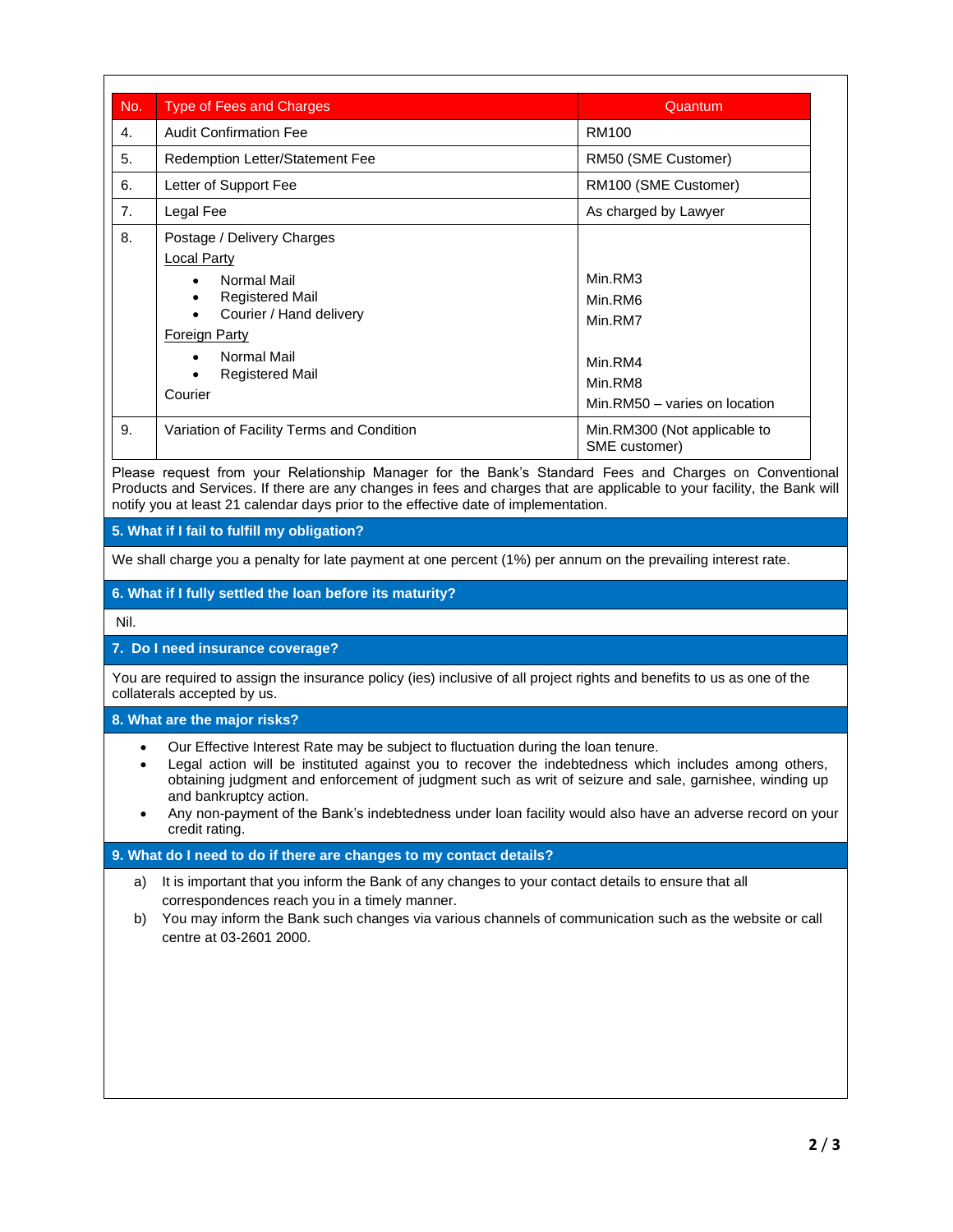| No. | Type of Fees and Charges | Quantum |
|---|---|---|
| 4. | Audit Confirmation Fee | RM100 |
| 5. | Redemption Letter/Statement Fee | RM50 (SME Customer) |
| 6. | Letter of Support Fee | RM100 (SME Customer) |
| 7. | Legal Fee | As charged by Lawyer |
| 8. | Postage / Delivery Charges<br>Local Party<br>• Normal Mail<br>• Registered Mail<br>• Courier / Hand delivery<br>Foreign Party<br>• Normal Mail<br>• Registered Mail<br>Courier | <br><br>Min.RM3<br>Min.RM6<br>Min.RM7<br><br>Min.RM4<br>Min.RM8<br>Min.RM50 – varies on location |
| 9. | Variation of Facility Terms and Condition | Min.RM300 (Not applicable to SME customer) |

Please request from your Relationship Manager for the Bank's Standard Fees and Charges on Conventional Products and Services. If there are any changes in fees and charges that are applicable to your facility, the Bank will notify you at least 21 calendar days prior to the effective date of implementation.

## 5. What if I fail to fulfill my obligation?

We shall charge you a penalty for late payment at one percent (1%) per annum on the prevailing interest rate.

## 6. What if I fully settled the loan before its maturity?

Nil.

## 7. Do I need insurance coverage?

You are required to assign the insurance policy (ies) inclusive of all project rights and benefits to us as one of the collaterals accepted by us.

## 8. What are the major risks?

- Our Effective Interest Rate may be subject to fluctuation during the loan tenure.
- Legal action will be instituted against you to recover the indebtedness which includes among others, obtaining judgment and enforcement of judgment such as writ of seizure and sale, garnishee, winding up and bankruptcy action.
- Any non-payment of the Bank's indebtedness under loan facility would also have an adverse record on your credit rating.

## 9. What do I need to do if there are changes to my contact details?

a) It is important that you inform the Bank of any changes to your contact details to ensure that all correspondences reach you in a timely manner.

b) You may inform the Bank such changes via various channels of communication such as the website or call centre at 03-2601 2000.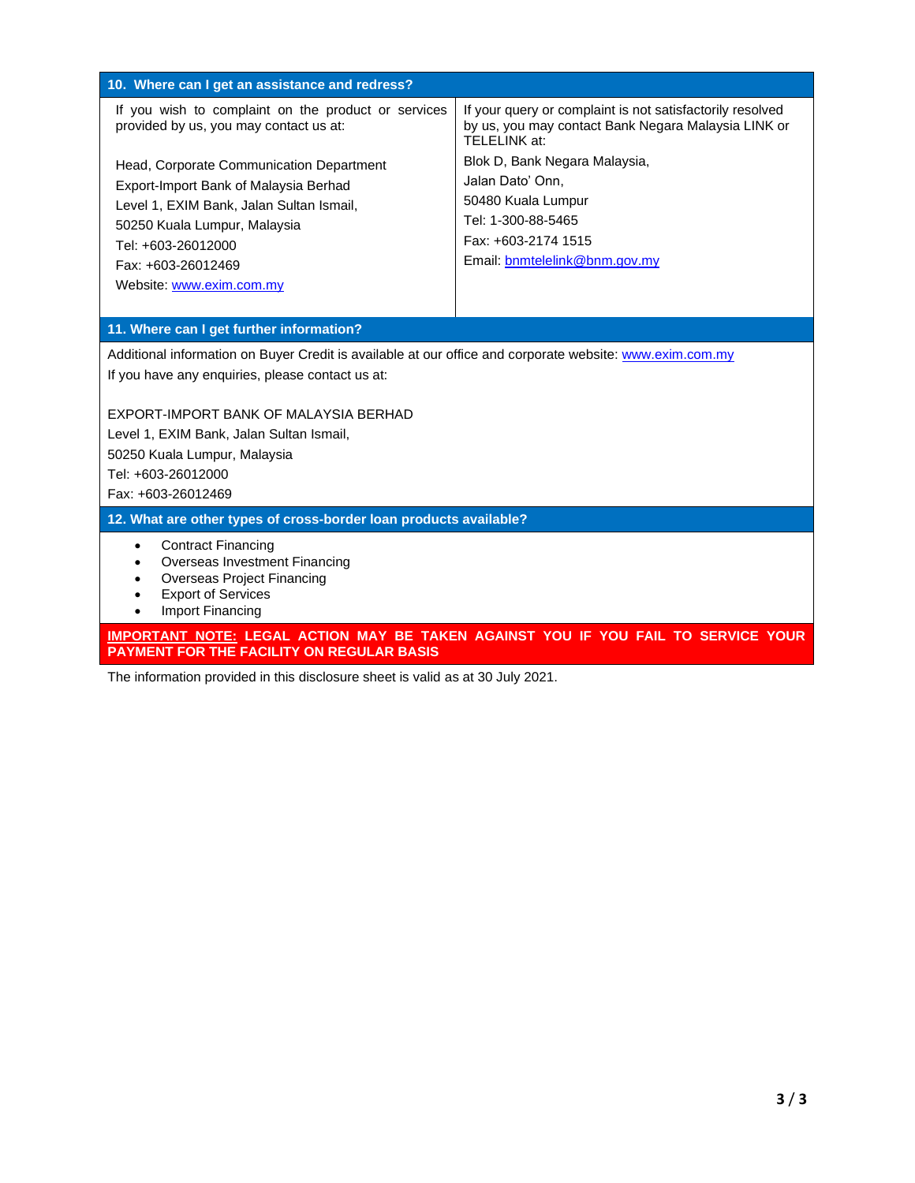## 10. Where can I get an assistance and redress?

| | |
|---|---|
| If you wish to complaint on the product or services provided by us, you may contact us at:<br><br>Head, Corporate Communication Department<br>Export-Import Bank of Malaysia Berhad<br>Level 1, EXIM Bank, Jalan Sultan Ismail,<br>50250 Kuala Lumpur, Malaysia<br>Tel: +603-26012000<br>Fax: +603-26012469<br>Website: www.exim.com.my | If your query or complaint is not satisfactorily resolved by us, you may contact Bank Negara Malaysia LINK or TELELINK at:<br>Blok D, Bank Negara Malaysia,<br>Jalan Dato' Onn,<br>50480 Kuala Lumpur<br>Tel: 1-300-88-5465<br>Fax: +603-2174 1515<br>Email: bnmtelelink@bnm.gov.my |

## 11. Where can I get further information?

Additional information on Buyer Credit is available at our office and corporate website: www.exim.com.my

If you have any enquiries, please contact us at:

EXPORT-IMPORT BANK OF MALAYSIA BERHAD
Level 1, EXIM Bank, Jalan Sultan Ismail,
50250 Kuala Lumpur, Malaysia
Tel: +603-26012000
Fax: +603-26012469

## 12. What are other types of cross-border loan products available?

- Contract Financing
- Overseas Investment Financing
- Overseas Project Financing
- Export of Services
- Import Financing

**IMPORTANT NOTE: LEGAL ACTION MAY BE TAKEN AGAINST YOU IF YOU FAIL TO SERVICE YOUR PAYMENT FOR THE FACILITY ON REGULAR BASIS**

The information provided in this disclosure sheet is valid as at 30 July 2021.